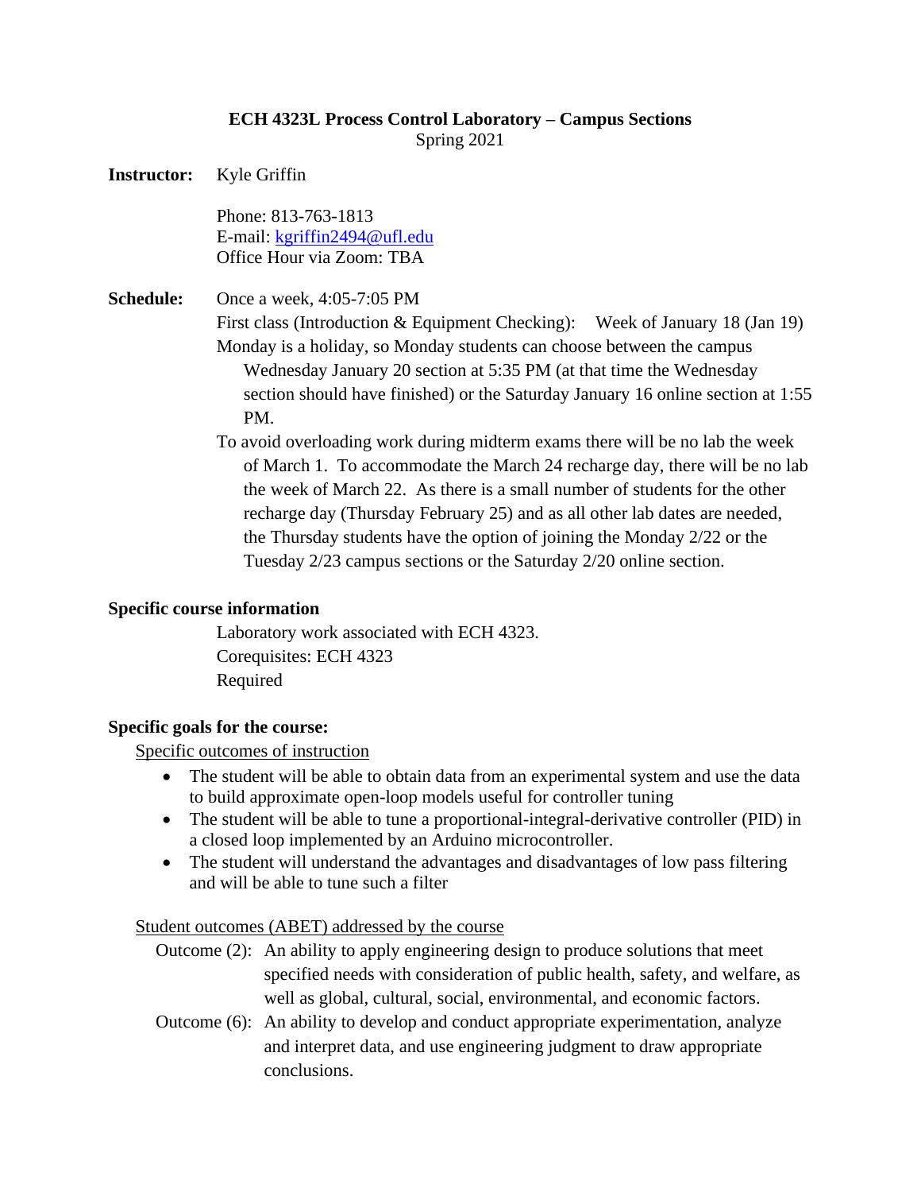**ECH 4323L Process Control Laboratory – Campus Sections**
Spring 2021

**Instructor:** Kyle Griffin

Phone: 813-763-1813
E-mail: kgriffin2494@ufl.edu
Office Hour via Zoom: TBA

**Schedule:** Once a week, 4:05-7:05 PM

First class (Introduction & Equipment Checking): Week of January 18 (Jan 19)

Monday is a holiday, so Monday students can choose between the campus Wednesday January 20 section at 5:35 PM (at that time the Wednesday section should have finished) or the Saturday January 16 online section at 1:55 PM.

To avoid overloading work during midterm exams there will be no lab the week of March 1. To accommodate the March 24 recharge day, there will be no lab the week of March 22. As there is a small number of students for the other recharge day (Thursday February 25) and as all other lab dates are needed, the Thursday students have the option of joining the Monday 2/22 or the Tuesday 2/23 campus sections or the Saturday 2/20 online section.

**Specific course information**

Laboratory work associated with ECH 4323.
Corequisites: ECH 4323
Required

**Specific goals for the course:**

Specific outcomes of instruction

- The student will be able to obtain data from an experimental system and use the data to build approximate open-loop models useful for controller tuning
- The student will be able to tune a proportional-integral-derivative controller (PID) in a closed loop implemented by an Arduino microcontroller.
- The student will understand the advantages and disadvantages of low pass filtering and will be able to tune such a filter

Student outcomes (ABET) addressed by the course

Outcome (2): An ability to apply engineering design to produce solutions that meet specified needs with consideration of public health, safety, and welfare, as well as global, cultural, social, environmental, and economic factors.

Outcome (6): An ability to develop and conduct appropriate experimentation, analyze and interpret data, and use engineering judgment to draw appropriate conclusions.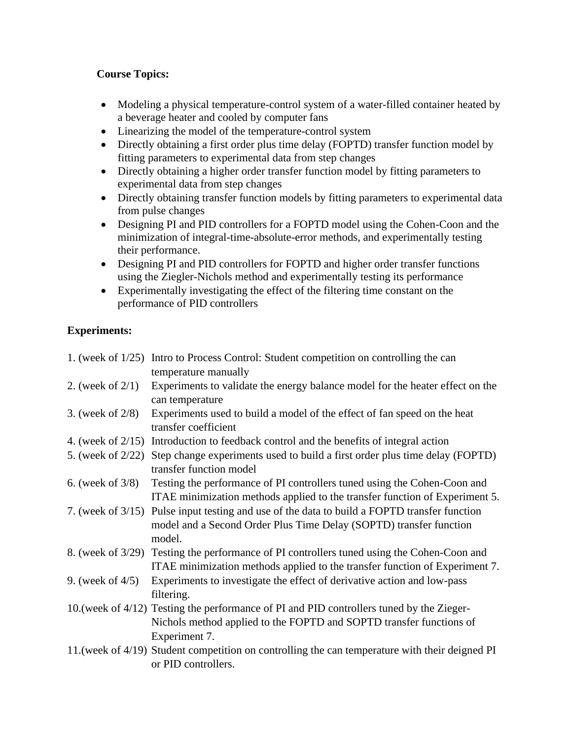**Course Topics:**

- Modeling a physical temperature-control system of a water-filled container heated by a beverage heater and cooled by computer fans
- Linearizing the model of the temperature-control system
- Directly obtaining a first order plus time delay (FOPTD) transfer function model by fitting parameters to experimental data from step changes
- Directly obtaining a higher order transfer function model by fitting parameters to experimental data from step changes
- Directly obtaining transfer function models by fitting parameters to experimental data from pulse changes
- Designing PI and PID controllers for a FOPTD model using the Cohen-Coon and the minimization of integral-time-absolute-error methods, and experimentally testing their performance.
- Designing PI and PID controllers for FOPTD and higher order transfer functions using the Ziegler-Nichols method and experimentally testing its performance
- Experimentally investigating the effect of the filtering time constant on the performance of PID controllers

**Experiments:**

1. (week of 1/25) Intro to Process Control: Student competition on controlling the can temperature manually
2. (week of 2/1) Experiments to validate the energy balance model for the heater effect on the can temperature
3. (week of 2/8) Experiments used to build a model of the effect of fan speed on the heat transfer coefficient
4. (week of 2/15) Introduction to feedback control and the benefits of integral action
5. (week of 2/22) Step change experiments used to build a first order plus time delay (FOPTD) transfer function model
6. (week of 3/8) Testing the performance of PI controllers tuned using the Cohen-Coon and ITAE minimization methods applied to the transfer function of Experiment 5.
7. (week of 3/15) Pulse input testing and use of the data to build a FOPTD transfer function model and a Second Order Plus Time Delay (SOPTD) transfer function model.
8. (week of 3/29) Testing the performance of PI controllers tuned using the Cohen-Coon and ITAE minimization methods applied to the transfer function of Experiment 7.
9. (week of 4/5) Experiments to investigate the effect of derivative action and low-pass filtering.
10. (week of 4/12) Testing the performance of PI and PID controllers tuned by the Zieger-Nichols method applied to the FOPTD and SOPTD transfer functions of Experiment 7.
11. (week of 4/19) Student competition on controlling the can temperature with their deigned PI or PID controllers.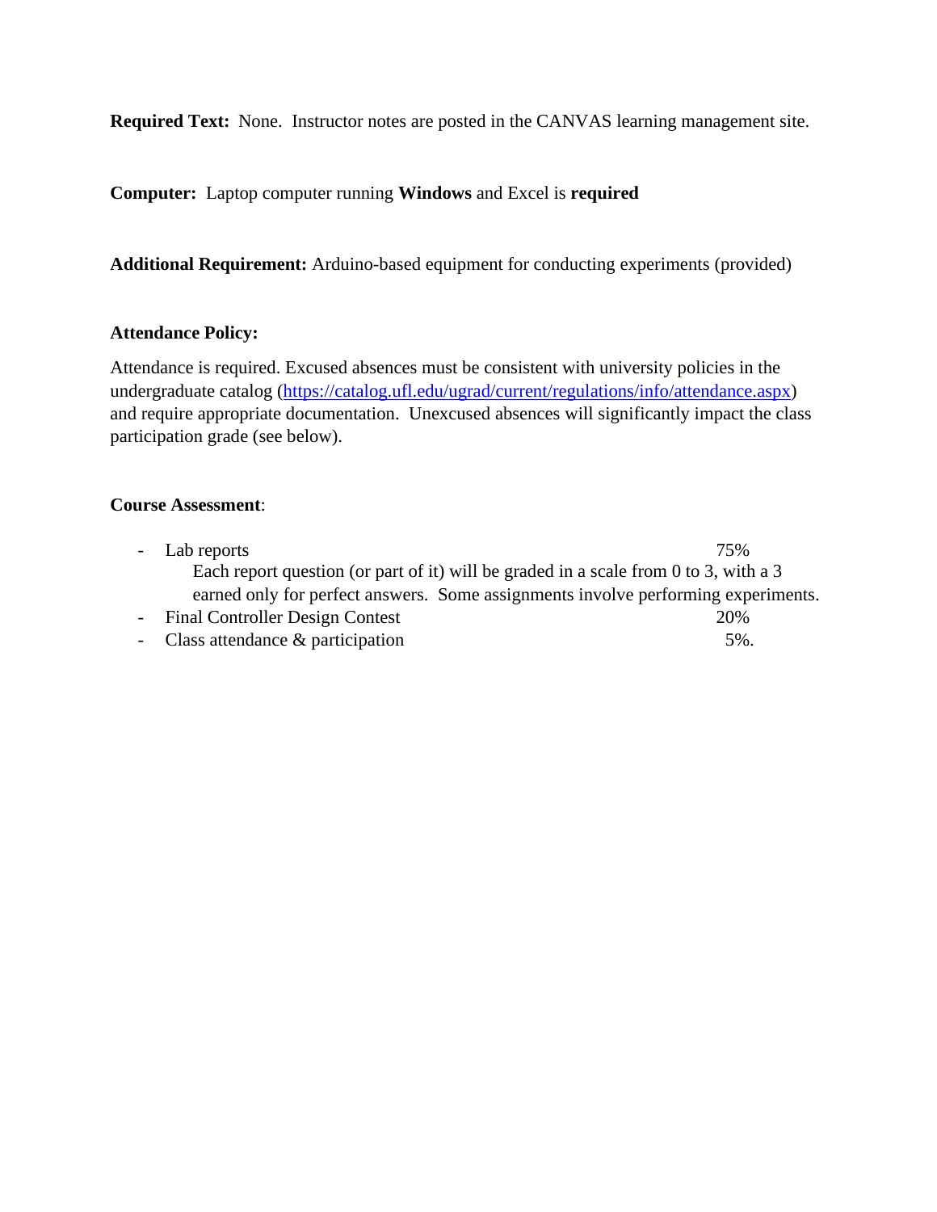**Required Text:** None. Instructor notes are posted in the CANVAS learning management site.

**Computer:** Laptop computer running **Windows** and Excel is **required**

**Additional Requirement:** Arduino-based equipment for conducting experiments (provided)

**Attendance Policy:**

Attendance is required. Excused absences must be consistent with university policies in the undergraduate catalog (https://catalog.ufl.edu/ugrad/current/regulations/info/attendance.aspx) and require appropriate documentation. Unexcused absences will significantly impact the class participation grade (see below).

**Course Assessment**:

- Lab reports 75%
  Each report question (or part of it) will be graded in a scale from 0 to 3, with a 3 earned only for perfect answers. Some assignments involve performing experiments.
- Final Controller Design Contest 20%
- Class attendance & participation 5%.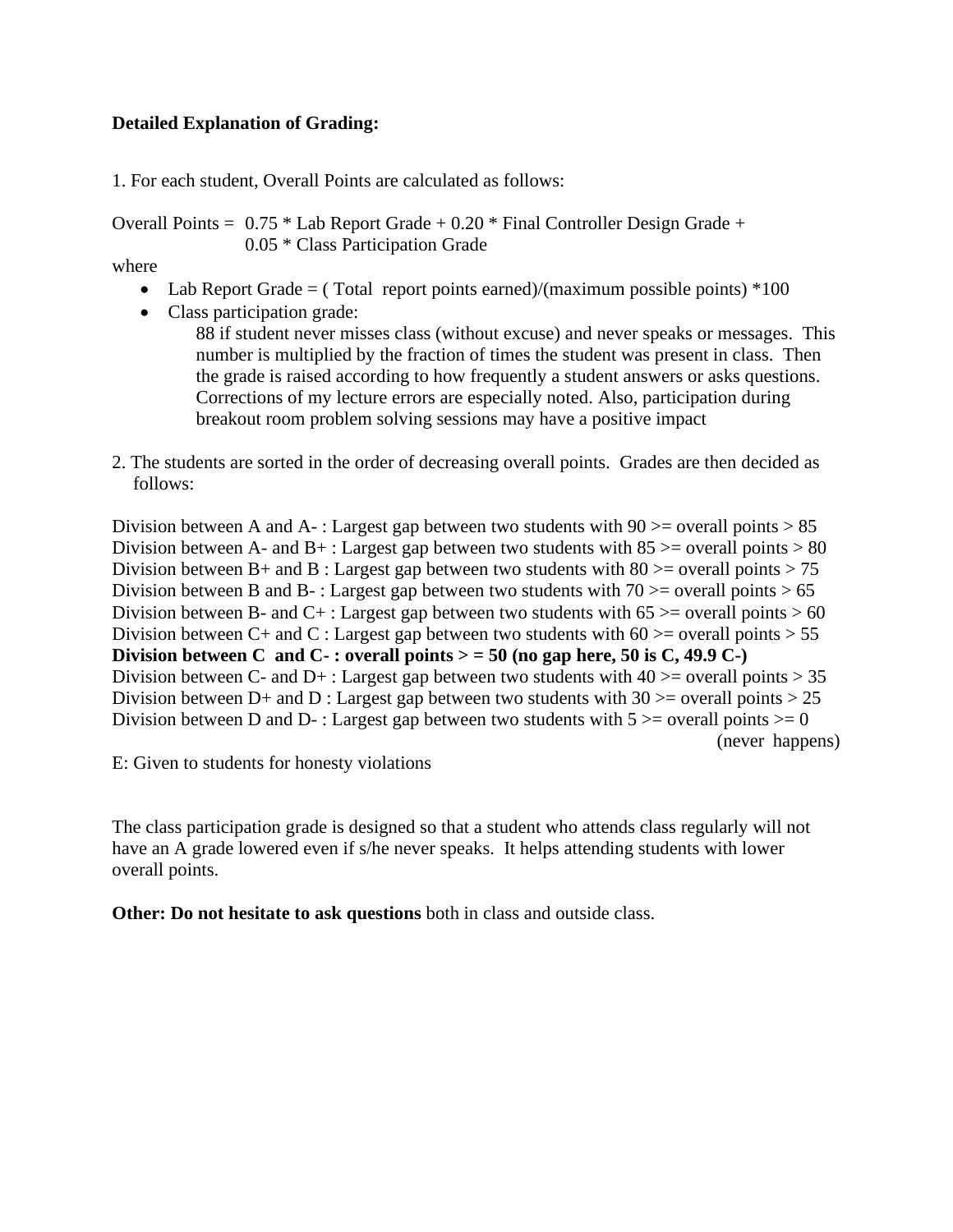**Detailed Explanation of Grading:**

1. For each student, Overall Points are calculated as follows:

Overall Points = 0.75 * Lab Report Grade + 0.20 * Final Controller Design Grade + 0.05 * Class Participation Grade

where

- Lab Report Grade = ( Total report points earned)/(maximum possible points) *100
- Class participation grade:
  88 if student never misses class (without excuse) and never speaks or messages. This number is multiplied by the fraction of times the student was present in class. Then the grade is raised according to how frequently a student answers or asks questions. Corrections of my lecture errors are especially noted. Also, participation during breakout room problem solving sessions may have a positive impact

2. The students are sorted in the order of decreasing overall points. Grades are then decided as follows:

Division between A and A- : Largest gap between two students with 90 >= overall points > 85
Division between A- and B+ : Largest gap between two students with 85 >= overall points > 80
Division between B+ and B : Largest gap between two students with 80 >= overall points > 75
Division between B and B- : Largest gap between two students with 70 >= overall points > 65
Division between B- and C+ : Largest gap between two students with 65 >= overall points > 60
Division between C+ and C : Largest gap between two students with 60 >= overall points > 55
**Division between C and C- : overall points > = 50 (no gap here, 50 is C, 49.9 C-)**
Division between C- and D+ : Largest gap between two students with 40 >= overall points > 35
Division between D+ and D : Largest gap between two students with 30 >= overall points > 25
Division between D and D- : Largest gap between two students with 5 >= overall points >= 0 (never happens)

E: Given to students for honesty violations

The class participation grade is designed so that a student who attends class regularly will not have an A grade lowered even if s/he never speaks. It helps attending students with lower overall points.

**Other: Do not hesitate to ask questions** both in class and outside class.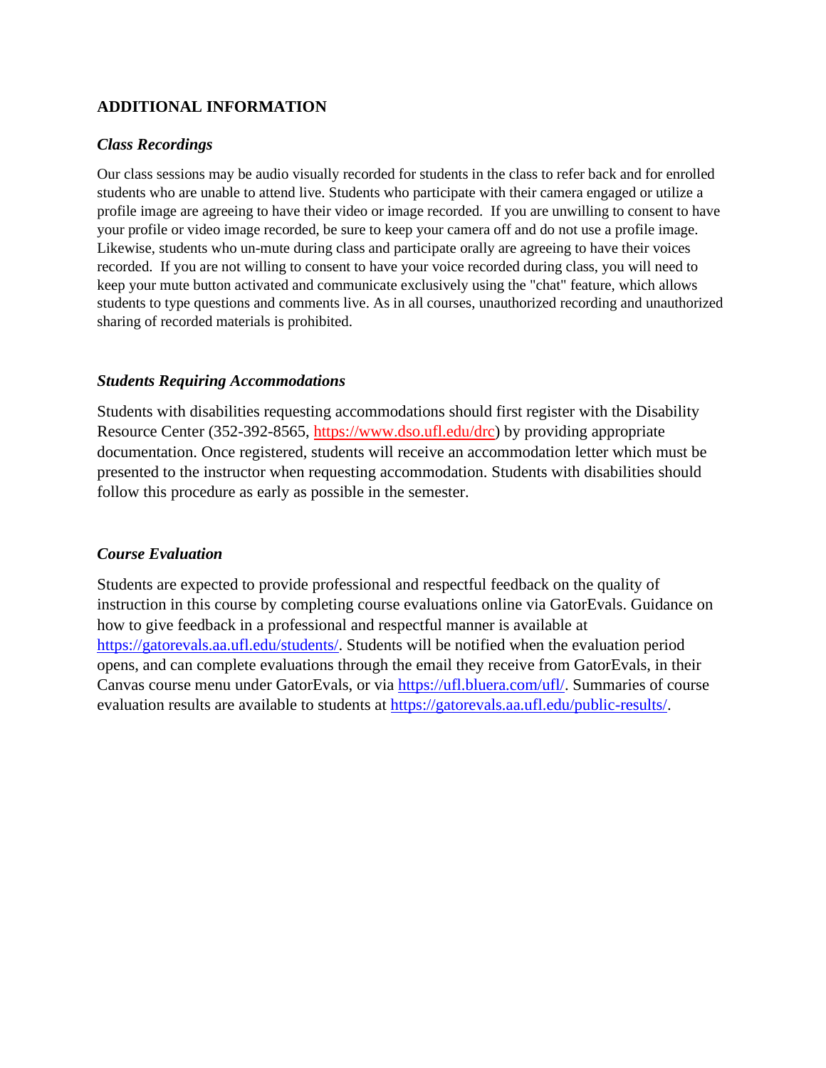## ADDITIONAL INFORMATION

### *Class Recordings*

Our class sessions may be audio visually recorded for students in the class to refer back and for enrolled students who are unable to attend live. Students who participate with their camera engaged or utilize a profile image are agreeing to have their video or image recorded. If you are unwilling to consent to have your profile or video image recorded, be sure to keep your camera off and do not use a profile image. Likewise, students who un-mute during class and participate orally are agreeing to have their voices recorded. If you are not willing to consent to have your voice recorded during class, you will need to keep your mute button activated and communicate exclusively using the "chat" feature, which allows students to type questions and comments live. As in all courses, unauthorized recording and unauthorized sharing of recorded materials is prohibited.

### *Students Requiring Accommodations*

Students with disabilities requesting accommodations should first register with the Disability Resource Center (352-392-8565, https://www.dso.ufl.edu/drc) by providing appropriate documentation. Once registered, students will receive an accommodation letter which must be presented to the instructor when requesting accommodation. Students with disabilities should follow this procedure as early as possible in the semester.

### *Course Evaluation*

Students are expected to provide professional and respectful feedback on the quality of instruction in this course by completing course evaluations online via GatorEvals. Guidance on how to give feedback in a professional and respectful manner is available at https://gatorevals.aa.ufl.edu/students/. Students will be notified when the evaluation period opens, and can complete evaluations through the email they receive from GatorEvals, in their Canvas course menu under GatorEvals, or via https://ufl.bluera.com/ufl/. Summaries of course evaluation results are available to students at https://gatorevals.aa.ufl.edu/public-results/.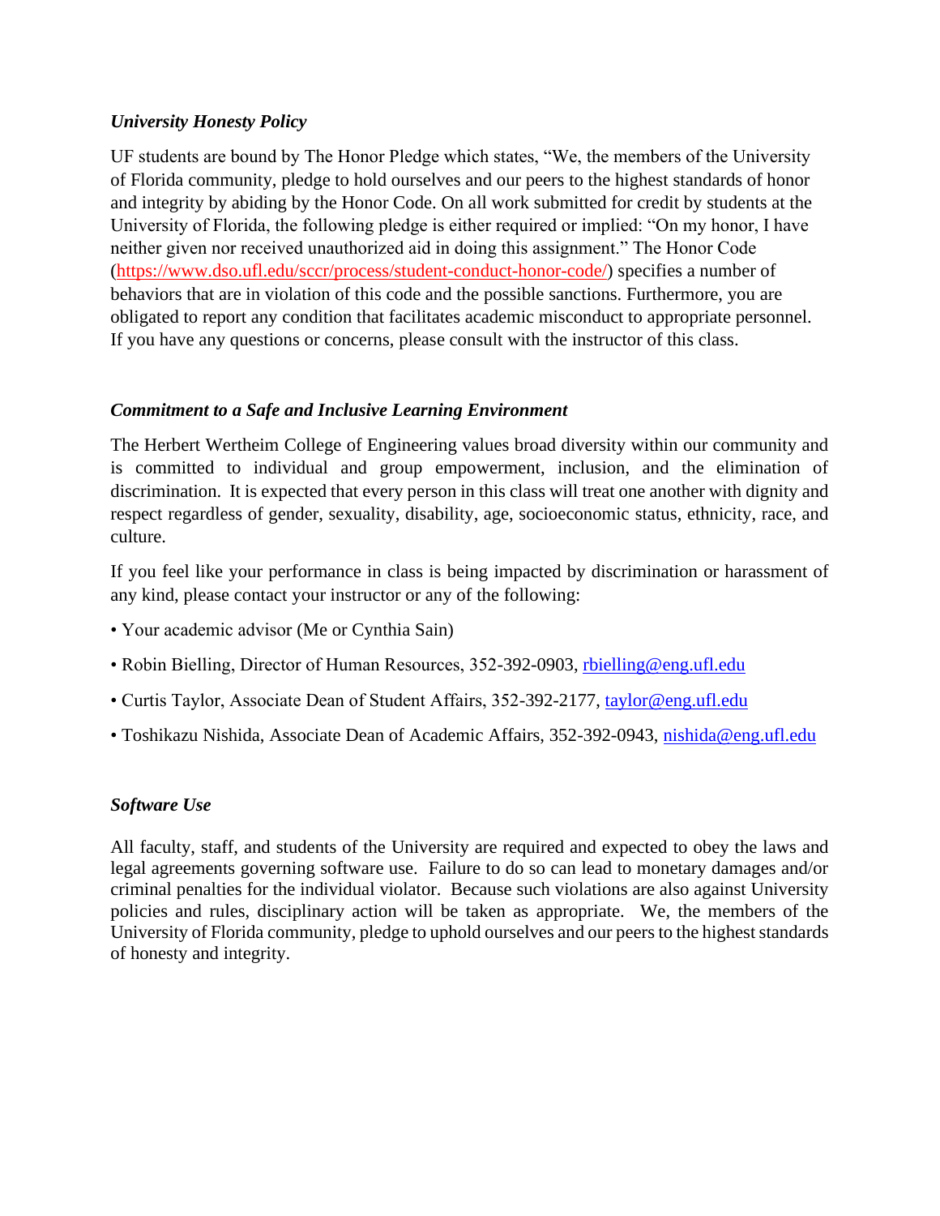### *University Honesty Policy*

UF students are bound by The Honor Pledge which states, "We, the members of the University of Florida community, pledge to hold ourselves and our peers to the highest standards of honor and integrity by abiding by the Honor Code. On all work submitted for credit by students at the University of Florida, the following pledge is either required or implied: "On my honor, I have neither given nor received unauthorized aid in doing this assignment." The Honor Code (https://www.dso.ufl.edu/sccr/process/student-conduct-honor-code/) specifies a number of behaviors that are in violation of this code and the possible sanctions. Furthermore, you are obligated to report any condition that facilitates academic misconduct to appropriate personnel. If you have any questions or concerns, please consult with the instructor of this class.

### *Commitment to a Safe and Inclusive Learning Environment*

The Herbert Wertheim College of Engineering values broad diversity within our community and is committed to individual and group empowerment, inclusion, and the elimination of discrimination. It is expected that every person in this class will treat one another with dignity and respect regardless of gender, sexuality, disability, age, socioeconomic status, ethnicity, race, and culture.

If you feel like your performance in class is being impacted by discrimination or harassment of any kind, please contact your instructor or any of the following:

- Your academic advisor (Me or Cynthia Sain)
- Robin Bielling, Director of Human Resources, 352-392-0903, rbielling@eng.ufl.edu
- Curtis Taylor, Associate Dean of Student Affairs, 352-392-2177, taylor@eng.ufl.edu
- Toshikazu Nishida, Associate Dean of Academic Affairs, 352-392-0943, nishida@eng.ufl.edu

### *Software Use*

All faculty, staff, and students of the University are required and expected to obey the laws and legal agreements governing software use. Failure to do so can lead to monetary damages and/or criminal penalties for the individual violator. Because such violations are also against University policies and rules, disciplinary action will be taken as appropriate. We, the members of the University of Florida community, pledge to uphold ourselves and our peers to the highest standards of honesty and integrity.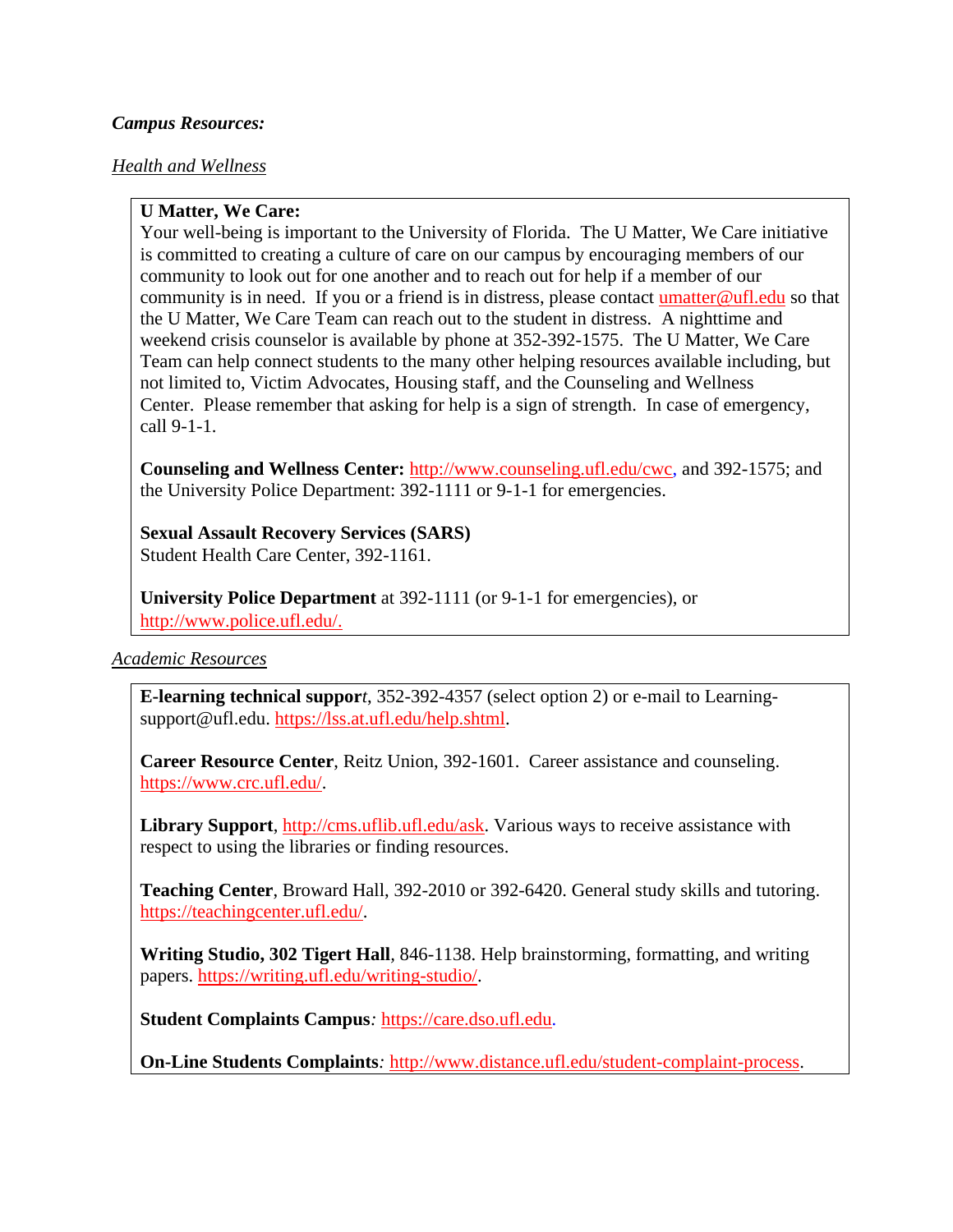***Campus Resources:***

*Health and Wellness*

**U Matter, We Care:**
Your well-being is important to the University of Florida. The U Matter, We Care initiative is committed to creating a culture of care on our campus by encouraging members of our community to look out for one another and to reach out for help if a member of our community is in need. If you or a friend is in distress, please contact umatter@ufl.edu so that the U Matter, We Care Team can reach out to the student in distress. A nighttime and weekend crisis counselor is available by phone at 352-392-1575. The U Matter, We Care Team can help connect students to the many other helping resources available including, but not limited to, Victim Advocates, Housing staff, and the Counseling and Wellness Center. Please remember that asking for help is a sign of strength. In case of emergency, call 9-1-1.

**Counseling and Wellness Center:** http://www.counseling.ufl.edu/cwc, and 392-1575; and the University Police Department: 392-1111 or 9-1-1 for emergencies.

**Sexual Assault Recovery Services (SARS)**
Student Health Care Center, 392-1161.

**University Police Department** at 392-1111 (or 9-1-1 for emergencies), or http://www.police.ufl.edu/.

*Academic Resources*

**E-learning technical suppor***t*, 352-392-4357 (select option 2) or e-mail to Learning-support@ufl.edu. https://lss.at.ufl.edu/help.shtml.

**Career Resource Center**, Reitz Union, 392-1601. Career assistance and counseling. https://www.crc.ufl.edu/.

**Library Support**, http://cms.uflib.ufl.edu/ask. Various ways to receive assistance with respect to using the libraries or finding resources.

**Teaching Center**, Broward Hall, 392-2010 or 392-6420. General study skills and tutoring. https://teachingcenter.ufl.edu/.

**Writing Studio, 302 Tigert Hall**, 846-1138. Help brainstorming, formatting, and writing papers. https://writing.ufl.edu/writing-studio/.

**Student Complaints Campus***:* https://care.dso.ufl.edu.

**On-Line Students Complaints***:* http://www.distance.ufl.edu/student-complaint-process.